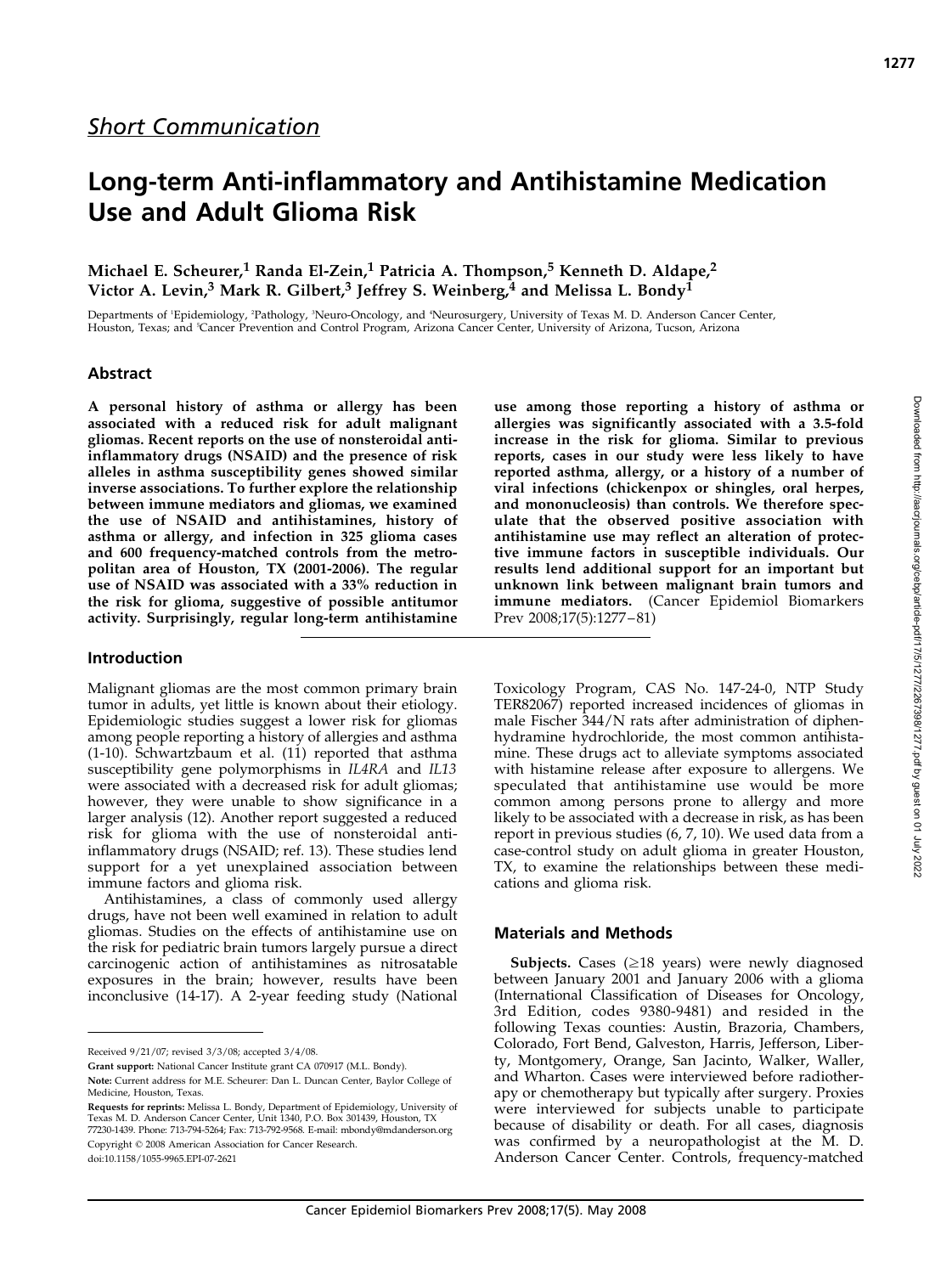*Short Communication*

# Long-term Anti-inflammatory and Antihistamine Medication Use and Adult Glioma Risk

**Michael E. Scheurer,[1] Randa El-Zein,[1] Patricia A. Thompson,[5] Kenneth D. Aldape,[2] Victor A. Levin,[3] Mark R. Gilbert,[3] Jeffrey S. Weinberg,[4] and Melissa L. Bondy[1]**

Departments of [1]Epidemiology, [2]Pathology, [3]Neuro-Oncology, and [4]Neurosurgery, University of Texas M. D. Anderson Cancer Center, Houston, Texas; and [5]Cancer Prevention and Control Program, Arizona Cancer Center, University of Arizona, Tucson, Arizona

## Abstract

**A personal history of asthma or allergy has been associated with a reduced risk for adult malignant gliomas. Recent reports on the use of nonsteroidal anti-inflammatory drugs (NSAID) and the presence of risk alleles in asthma susceptibility genes showed similar inverse associations. To further explore the relationship between immune mediators and gliomas, we examined the use of NSAID and antihistamines, history of asthma or allergy, and infection in 325 glioma cases and 600 frequency-matched controls from the metropolitan area of Houston, TX (2001-2006). The regular use of NSAID was associated with a 33% reduction in the risk for glioma, suggestive of possible antitumor activity. Surprisingly, regular long-term antihistamine use among those reporting a history of asthma or allergies was significantly associated with a 3.5-fold increase in the risk for glioma. Similar to previous reports, cases in our study were less likely to have reported asthma, allergy, or a history of a number of viral infections (chickenpox or shingles, oral herpes, and mononucleosis) than controls. We therefore speculate that the observed positive association with antihistamine use may reflect an alteration of protective immune factors in susceptible individuals. Our results lend additional support for an important but unknown link between malignant brain tumors and immune mediators.** (Cancer Epidemiol Biomarkers Prev 2008;17(5):1277–81)

## Introduction

Malignant gliomas are the most common primary brain tumor in adults, yet little is known about their etiology. Epidemiologic studies suggest a lower risk for gliomas among people reporting a history of allergies and asthma (1-10). Schwartzbaum et al. (11) reported that asthma susceptibility gene polymorphisms in *IL4RA* and *IL13* were associated with a decreased risk for adult gliomas; however, they were unable to show significance in a larger analysis (12). Another report suggested a reduced risk for glioma with the use of nonsteroidal anti-inflammatory drugs (NSAID; ref. 13). These studies lend support for a yet unexplained association between immune factors and glioma risk.

Antihistamines, a class of commonly used allergy drugs, have not been well examined in relation to adult gliomas. Studies on the effects of antihistamine use on the risk for pediatric brain tumors largely pursue a direct carcinogenic action of antihistamines as nitrosatable exposures in the brain; however, results have been inconclusive (14-17). A 2-year feeding study (National Toxicology Program, CAS No. 147-24-0, NTP Study TER82067) reported increased incidences of gliomas in male Fischer 344/N rats after administration of diphenhydramine hydrochloride, the most common antihistamine. These drugs act to alleviate symptoms associated with histamine release after exposure to allergens. We speculated that antihistamine use would be more common among persons prone to allergy and more likely to be associated with a decrease in risk, as has been report in previous studies (6, 7, 10). We used data from a case-control study on adult glioma in greater Houston, TX, to examine the relationships between these medications and glioma risk.

## Materials and Methods

**Subjects.** Cases (≥18 years) were newly diagnosed between January 2001 and January 2006 with a glioma (International Classification of Diseases for Oncology, 3rd Edition, codes 9380-9481) and resided in the following Texas counties: Austin, Brazoria, Chambers, Colorado, Fort Bend, Galveston, Harris, Jefferson, Liberty, Montgomery, Orange, San Jacinto, Walker, Waller, and Wharton. Cases were interviewed before radiotherapy or chemotherapy but typically after surgery. Proxies were interviewed for subjects unable to participate because of disability or death. For all cases, diagnosis was confirmed by a neuropathologist at the M. D. Anderson Cancer Center. Controls, frequency-matched

Received 9/21/07; revised 3/3/08; accepted 3/4/08.

**Grant support:** National Cancer Institute grant CA 070917 (M.L. Bondy).

**Note:** Current address for M.E. Scheurer: Dan L. Duncan Center, Baylor College of Medicine, Houston, Texas.

**Requests for reprints:** Melissa L. Bondy, Department of Epidemiology, University of Texas M. D. Anderson Cancer Center, Unit 1340, P.O. Box 301439, Houston, TX 77230-1439. Phone: 713-794-5264; Fax: 713-792-9568. E-mail: mbondy@mdanderson.org

Copyright © 2008 American Association for Cancer Research.

doi:10.1158/1055-9965.EPI-07-2621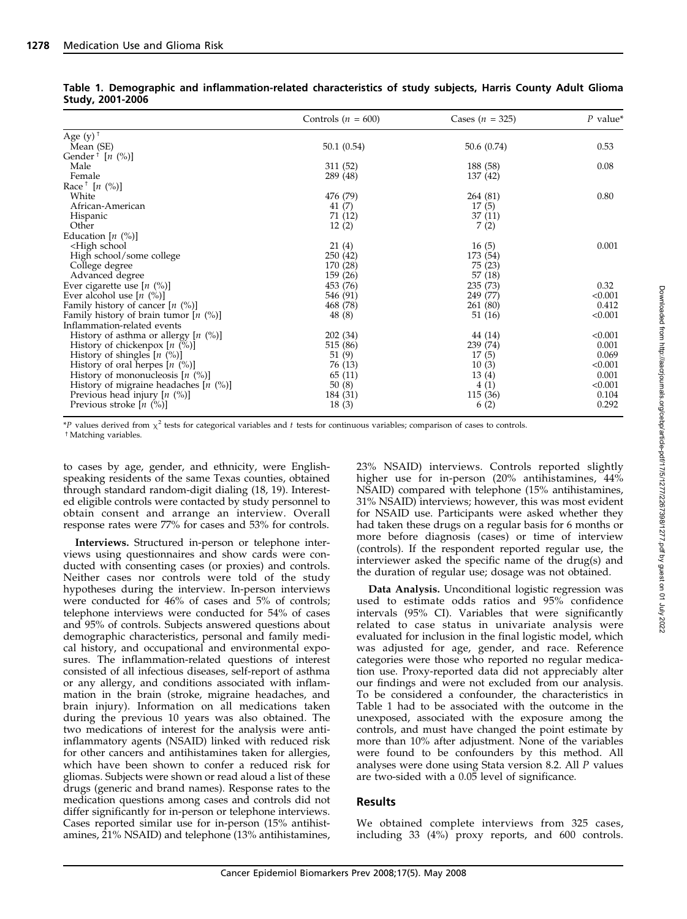**Table 1. Demographic and inflammation-related characteristics of study subjects, Harris County Adult Glioma Study, 2001-2006**

| | Controls ($n$ = 600) | Cases ($n$ = 325) | $P$ value* |
|---|---|---|---|
| Age (y)[†] | | | |
| Mean (SE) | 50.1 (0.54) | 50.6 (0.74) | 0.53 |
| Gender[†] [$n$ (%)] | | | |
| Male | 311 (52) | 188 (58) | 0.08 |
| Female | 289 (48) | 137 (42) | |
| Race[†] [$n$ (%)] | | | |
| White | 476 (79) | 264 (81) | 0.80 |
| African-American | 41 (7) | 17 (5) | |
| Hispanic | 71 (12) | 37 (11) | |
| Other | 12 (2) | 7 (2) | |
| Education [$n$ (%)] | | | |
| <High school | 21 (4) | 16 (5) | 0.001 |
| High school/some college | 250 (42) | 173 (54) | |
| College degree | 170 (28) | 75 (23) | |
| Advanced degree | 159 (26) | 57 (18) | |
| Ever cigarette use [$n$ (%)] | 453 (76) | 235 (73) | 0.32 |
| Ever alcohol use [$n$ (%)] | 546 (91) | 249 (77) | <0.001 |
| Family history of cancer [$n$ (%)] | 468 (78) | 261 (80) | 0.412 |
| Family history of brain tumor [$n$ (%)] | 48 (8) | 51 (16) | <0.001 |
| Inflammation-related events | | | |
| History of asthma or allergy [$n$ (%)] | 202 (34) | 44 (14) | <0.001 |
| History of chickenpox [$n$ (%)] | 515 (86) | 239 (74) | 0.001 |
| History of shingles [$n$ (%)] | 51 (9) | 17 (5) | 0.069 |
| History of oral herpes [$n$ (%)] | 76 (13) | 10 (3) | <0.001 |
| History of mononucleosis [$n$ (%)] | 65 (11) | 13 (4) | 0.001 |
| History of migraine headaches [$n$ (%)] | 50 (8) | 4 (1) | <0.001 |
| Previous head injury [$n$ (%)] | 184 (31) | 115 (36) | 0.104 |
| Previous stroke [$n$ (%)] | 18 (3) | 6 (2) | 0.292 |

*$P$ values derived from $\chi^2$ tests for categorical variables and $t$ tests for continuous variables; comparison of cases to controls.
[†] Matching variables.

to cases by age, gender, and ethnicity, were English-speaking residents of the same Texas counties, obtained through standard random-digit dialing (18, 19). Interested eligible controls were contacted by study personnel to obtain consent and arrange an interview. Overall response rates were 77% for cases and 53% for controls.

**Interviews.** Structured in-person or telephone interviews using questionnaires and show cards were conducted with consenting cases (or proxies) and controls. Neither cases nor controls were told of the study hypotheses during the interview. In-person interviews were conducted for 46% of cases and 5% of controls; telephone interviews were conducted for 54% of cases and 95% of controls. Subjects answered questions about demographic characteristics, personal and family medical history, and occupational and environmental exposures. The inflammation-related questions of interest consisted of all infectious diseases, self-report of asthma or any allergy, and conditions associated with inflammation in the brain (stroke, migraine headaches, and brain injury). Information on all medications taken during the previous 10 years was also obtained. The two medications of interest for the analysis were anti-inflammatory agents (NSAID) linked with reduced risk for other cancers and antihistamines taken for allergies, which have been shown to confer a reduced risk for gliomas. Subjects were shown or read aloud a list of these drugs (generic and brand names). Response rates to the medication questions among cases and controls did not differ significantly for in-person or telephone interviews. Cases reported similar use for in-person (15% antihistamines, 21% NSAID) and telephone (13% antihistamines, 23% NSAID) interviews. Controls reported slightly higher use for in-person (20% antihistamines, 44% NSAID) compared with telephone (15% antihistamines, 31% NSAID) interviews; however, this was most evident for NSAID use. Participants were asked whether they had taken these drugs on a regular basis for 6 months or more before diagnosis (cases) or time of interview (controls). If the respondent reported regular use, the interviewer asked the specific name of the drug(s) and the duration of regular use; dosage was not obtained.

**Data Analysis.** Unconditional logistic regression was used to estimate odds ratios and 95% confidence intervals (95% CI). Variables that were significantly related to case status in univariate analysis were evaluated for inclusion in the final logistic model, which was adjusted for age, gender, and race. Reference categories were those who reported no regular medication use. Proxy-reported data did not appreciably alter our findings and were not excluded from our analysis. To be considered a confounder, the characteristics in Table 1 had to be associated with the outcome in the unexposed, associated with the exposure among the controls, and must have changed the point estimate by more than 10% after adjustment. None of the variables were found to be confounders by this method. All analyses were done using Stata version 8.2. All $P$ values are two-sided with a 0.05 level of significance.

## Results

We obtained complete interviews from 325 cases, including 33 (4%) proxy reports, and 600 controls.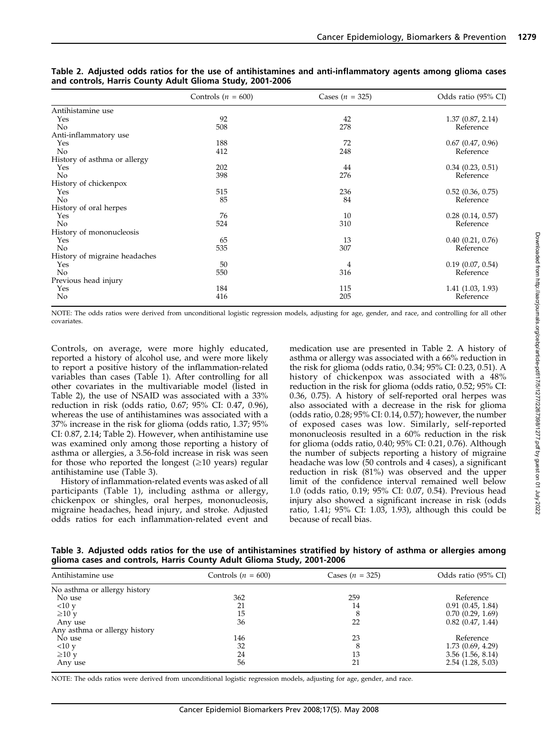**Table 2. Adjusted odds ratios for the use of antihistamines and anti-inflammatory agents among glioma cases and controls, Harris County Adult Glioma Study, 2001-2006**

| | Controls ($n$ = 600) | Cases ($n$ = 325) | Odds ratio (95% CI) |
|---|---|---|---|
| Antihistamine use | | | |
| Yes | 92 | 42 | 1.37 (0.87, 2.14) |
| No | 508 | 278 | Reference |
| Anti-inflammatory use | | | |
| Yes | 188 | 72 | 0.67 (0.47, 0.96) |
| No | 412 | 248 | Reference |
| History of asthma or allergy | | | |
| Yes | 202 | 44 | 0.34 (0.23, 0.51) |
| No | 398 | 276 | Reference |
| History of chickenpox | | | |
| Yes | 515 | 236 | 0.52 (0.36, 0.75) |
| No | 85 | 84 | Reference |
| History of oral herpes | | | |
| Yes | 76 | 10 | 0.28 (0.14, 0.57) |
| No | 524 | 310 | Reference |
| History of mononucleosis | | | |
| Yes | 65 | 13 | 0.40 (0.21, 0.76) |
| No | 535 | 307 | Reference |
| History of migraine headaches | | | |
| Yes | 50 | 4 | 0.19 (0.07, 0.54) |
| No | 550 | 316 | Reference |
| Previous head injury | | | |
| Yes | 184 | 115 | 1.41 (1.03, 1.93) |
| No | 416 | 205 | Reference |

NOTE: The odds ratios were derived from unconditional logistic regression models, adjusting for age, gender, and race, and controlling for all other covariates.

Controls, on average, were more highly educated, reported a history of alcohol use, and were more likely to report a positive history of the inflammation-related variables than cases (Table 1). After controlling for all other covariates in the multivariable model (listed in Table 2), the use of NSAID was associated with a 33% reduction in risk (odds ratio, 0.67; 95% CI: 0.47, 0.96), whereas the use of antihistamines was associated with a 37% increase in the risk for glioma (odds ratio, 1.37; 95% CI: 0.87, 2.14; Table 2). However, when antihistamine use was examined only among those reporting a history of asthma or allergies, a 3.56-fold increase in risk was seen for those who reported the longest (≥10 years) regular antihistamine use (Table 3).

History of inflammation-related events was asked of all participants (Table 1), including asthma or allergy, chickenpox or shingles, oral herpes, mononucleosis, migraine headaches, head injury, and stroke. Adjusted odds ratios for each inflammation-related event and medication use are presented in Table 2. A history of asthma or allergy was associated with a 66% reduction in the risk for glioma (odds ratio, 0.34; 95% CI: 0.23, 0.51). A history of chickenpox was associated with a 48% reduction in the risk for glioma (odds ratio, 0.52; 95% CI: 0.36, 0.75). A history of self-reported oral herpes was also associated with a decrease in the risk for glioma (odds ratio, 0.28; 95% CI: 0.14, 0.57); however, the number of exposed cases was low. Similarly, self-reported mononucleosis resulted in a 60% reduction in the risk for glioma (odds ratio, 0.40; 95% CI: 0.21, 0.76). Although the number of subjects reporting a history of migraine headache was low (50 controls and 4 cases), a significant reduction in risk (81%) was observed and the upper limit of the confidence interval remained well below 1.0 (odds ratio, 0.19; 95% CI: 0.07, 0.54). Previous head injury also showed a significant increase in risk (odds ratio, 1.41; 95% CI: 1.03, 1.93), although this could be because of recall bias.

**Table 3. Adjusted odds ratios for the use of antihistamines stratified by history of asthma or allergies among glioma cases and controls, Harris County Adult Glioma Study, 2001-2006**

| Antihistamine use | Controls ($n$ = 600) | Cases ($n$ = 325) | Odds ratio (95% CI) |
|---|---|---|---|
| No asthma or allergy history | | | |
| No use | 362 | 259 | Reference |
| <10 y | 21 | 14 | 0.91 (0.45, 1.84) |
| ≥10 y | 15 | 8 | 0.70 (0.29, 1.69) |
| Any use | 36 | 22 | 0.82 (0.47, 1.44) |
| Any asthma or allergy history | | | |
| No use | 146 | 23 | Reference |
| <10 y | 32 | 8 | 1.73 (0.69, 4.29) |
| ≥10 y | 24 | 13 | 3.56 (1.56, 8.14) |
| Any use | 56 | 21 | 2.54 (1.28, 5.03) |

NOTE: The odds ratios were derived from unconditional logistic regression models, adjusting for age, gender, and race.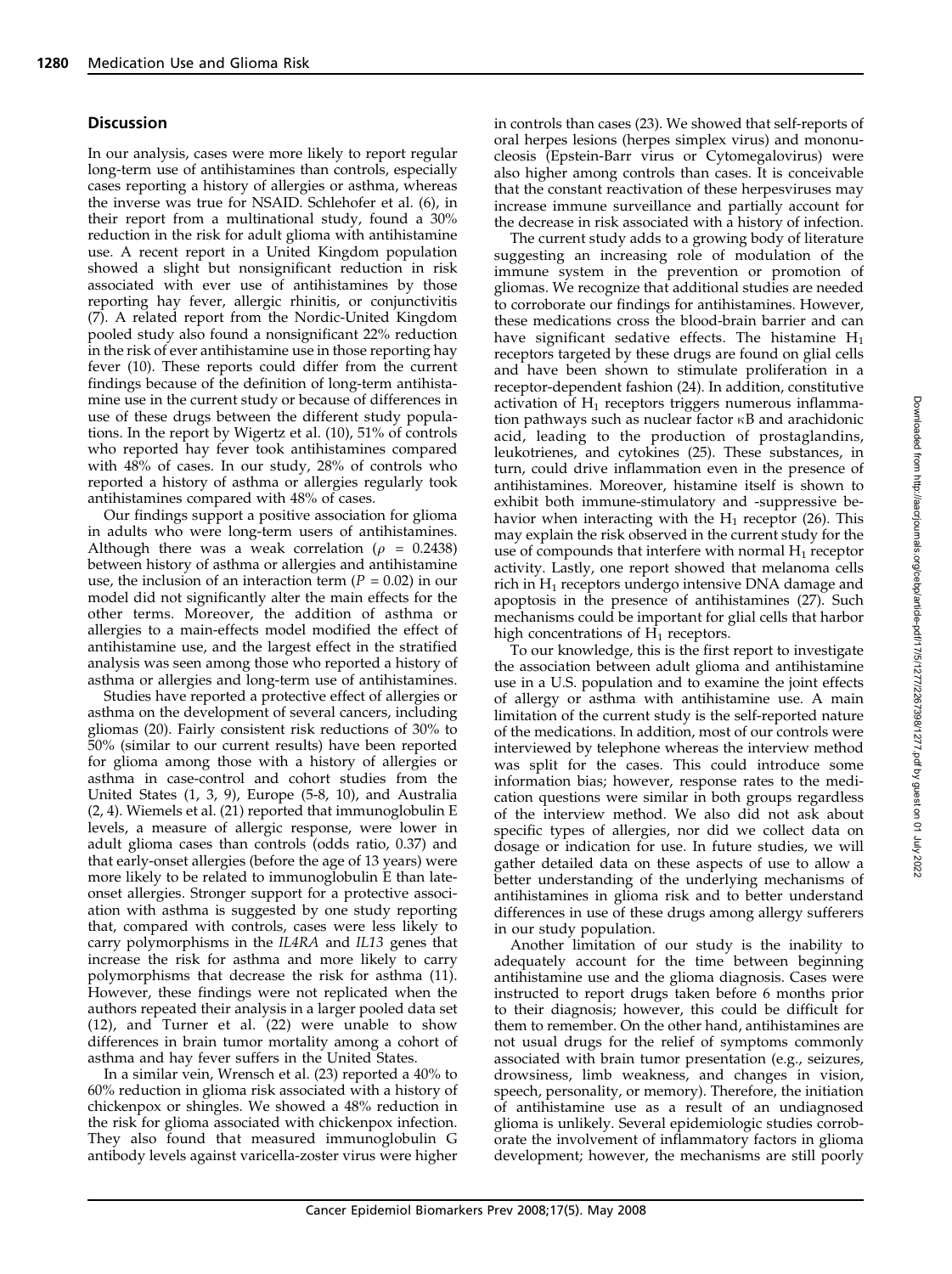## Discussion

In our analysis, cases were more likely to report regular long-term use of antihistamines than controls, especially cases reporting a history of allergies or asthma, whereas the inverse was true for NSAID. Schlehofer et al. (6), in their report from a multinational study, found a 30% reduction in the risk for adult glioma with antihistamine use. A recent report in a United Kingdom population showed a slight but nonsignificant reduction in risk associated with ever use of antihistamines by those reporting hay fever, allergic rhinitis, or conjunctivitis (7). A related report from the Nordic-United Kingdom pooled study also found a nonsignificant 22% reduction in the risk of ever antihistamine use in those reporting hay fever (10). These reports could differ from the current findings because of the definition of long-term antihistamine use in the current study or because of differences in use of these drugs between the different study populations. In the report by Wigertz et al. (10), 51% of controls who reported hay fever took antihistamines compared with 48% of cases. In our study, 28% of controls who reported a history of asthma or allergies regularly took antihistamines compared with 48% of cases.

Our findings support a positive association for glioma in adults who were long-term users of antihistamines. Although there was a weak correlation ($\rho$ = 0.2438) between history of asthma or allergies and antihistamine use, the inclusion of an interaction term ($P$ = 0.02) in our model did not significantly alter the main effects for the other terms. Moreover, the addition of asthma or allergies to a main-effects model modified the effect of antihistamine use, and the largest effect in the stratified analysis was seen among those who reported a history of asthma or allergies and long-term use of antihistamines.

Studies have reported a protective effect of allergies or asthma on the development of several cancers, including gliomas (20). Fairly consistent risk reductions of 30% to 50% (similar to our current results) have been reported for glioma among those with a history of allergies or asthma in case-control and cohort studies from the United States (1, 3, 9), Europe (5-8, 10), and Australia (2, 4). Wiemels et al. (21) reported that immunoglobulin E levels, a measure of allergic response, were lower in adult glioma cases than controls (odds ratio, 0.37) and that early-onset allergies (before the age of 13 years) were more likely to be related to immunoglobulin E than late-onset allergies. Stronger support for a protective association with asthma is suggested by one study reporting that, compared with controls, cases were less likely to carry polymorphisms in the *IL4RA* and *IL13* genes that increase the risk for asthma and more likely to carry polymorphisms that decrease the risk for asthma (11). However, these findings were not replicated when the authors repeated their analysis in a larger pooled data set (12), and Turner et al. (22) were unable to show differences in brain tumor mortality among a cohort of asthma and hay fever suffers in the United States.

In a similar vein, Wrensch et al. (23) reported a 40% to 60% reduction in glioma risk associated with a history of chickenpox or shingles. We showed a 48% reduction in the risk for glioma associated with chickenpox infection. They also found that measured immunoglobulin G antibody levels against varicella-zoster virus were higher in controls than cases (23). We showed that self-reports of oral herpes lesions (herpes simplex virus) and mononucleosis (Epstein-Barr virus or Cytomegalovirus) were also higher among controls than cases. It is conceivable that the constant reactivation of these herpesviruses may increase immune surveillance and partially account for the decrease in risk associated with a history of infection.

The current study adds to a growing body of literature suggesting an increasing role of modulation of the immune system in the prevention or promotion of gliomas. We recognize that additional studies are needed to corroborate our findings for antihistamines. However, these medications cross the blood-brain barrier and can have significant sedative effects. The histamine $H_1$ receptors targeted by these drugs are found on glial cells and have been shown to stimulate proliferation in a receptor-dependent fashion (24). In addition, constitutive activation of $H_1$ receptors triggers numerous inflammation pathways such as nuclear factor $\kappa$B and arachidonic acid, leading to the production of prostaglandins, leukotrienes, and cytokines (25). These substances, in turn, could drive inflammation even in the presence of antihistamines. Moreover, histamine itself is shown to exhibit both immune-stimulatory and -suppressive behavior when interacting with the $H_1$ receptor (26). This may explain the risk observed in the current study for the use of compounds that interfere with normal $H_1$ receptor activity. Lastly, one report showed that melanoma cells rich in $H_1$ receptors undergo intensive DNA damage and apoptosis in the presence of antihistamines (27). Such mechanisms could be important for glial cells that harbor high concentrations of $H_1$ receptors.

To our knowledge, this is the first report to investigate the association between adult glioma and antihistamine use in a U.S. population and to examine the joint effects of allergy or asthma with antihistamine use. A main limitation of the current study is the self-reported nature of the medications. In addition, most of our controls were interviewed by telephone whereas the interview method was split for the cases. This could introduce some information bias; however, response rates to the medication questions were similar in both groups regardless of the interview method. We also did not ask about specific types of allergies, nor did we collect data on dosage or indication for use. In future studies, we will gather detailed data on these aspects of use to allow a better understanding of the underlying mechanisms of antihistamines in glioma risk and to better understand differences in use of these drugs among allergy sufferers in our study population.

Another limitation of our study is the inability to adequately account for the time between beginning antihistamine use and the glioma diagnosis. Cases were instructed to report drugs taken before 6 months prior to their diagnosis; however, this could be difficult for them to remember. On the other hand, antihistamines are not usual drugs for the relief of symptoms commonly associated with brain tumor presentation (e.g., seizures, drowsiness, limb weakness, and changes in vision, speech, personality, or memory). Therefore, the initiation of antihistamine use as a result of an undiagnosed glioma is unlikely. Several epidemiologic studies corroborate the involvement of inflammatory factors in glioma development; however, the mechanisms are still poorly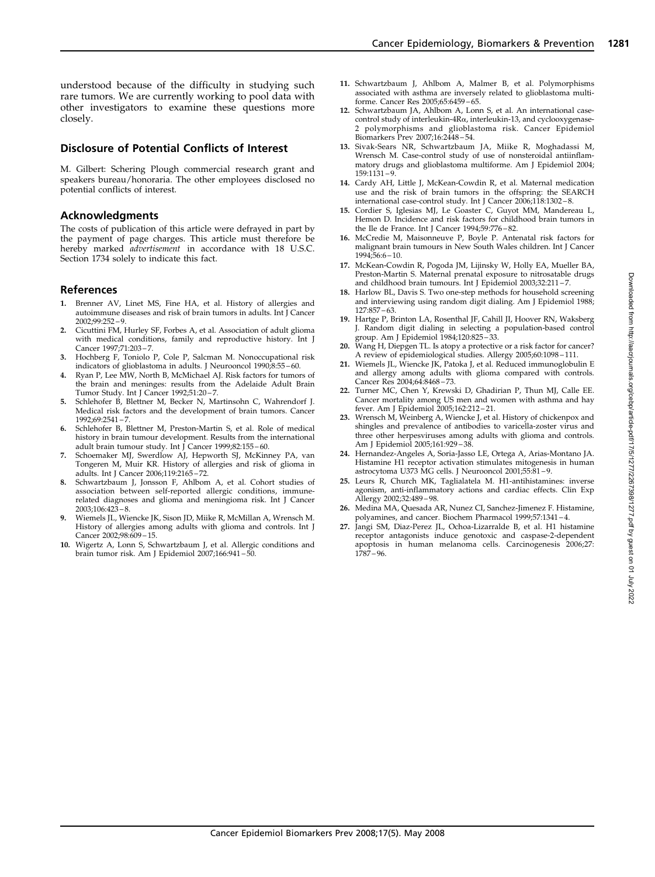understood because of the difficulty in studying such rare tumors. We are currently working to pool data with other investigators to examine these questions more closely.

## Disclosure of Potential Conflicts of Interest

M. Gilbert: Schering Plough commercial research grant and speakers bureau/honoraria. The other employees disclosed no potential conflicts of interest.

## Acknowledgments

The costs of publication of this article were defrayed in part by the payment of page charges. This article must therefore be hereby marked *advertisement* in accordance with 18 U.S.C. Section 1734 solely to indicate this fact.

## References

1. Brenner AV, Linet MS, Fine HA, et al. History of allergies and autoimmune diseases and risk of brain tumors in adults. Int J Cancer 2002;99:252–9.
2. Cicuttini FM, Hurley SF, Forbes A, et al. Association of adult glioma with medical conditions, family and reproductive history. Int J Cancer 1997;71:203–7.
3. Hochberg F, Toniolo P, Cole P, Salcman M. Nonoccupational risk indicators of glioblastoma in adults. J Neurooncol 1990;8:55–60.
4. Ryan P, Lee MW, North B, McMichael AJ. Risk factors for tumors of the brain and meninges: results from the Adelaide Adult Brain Tumor Study. Int J Cancer 1992;51:20–7.
5. Schlehofer B, Blettner M, Becker N, Martinsohn C, Wahrendorf J. Medical risk factors and the development of brain tumors. Cancer 1992;69:2541–7.
6. Schlehofer B, Blettner M, Preston-Martin S, et al. Role of medical history in brain tumour development. Results from the international adult brain tumour study. Int J Cancer 1999;82:155–60.
7. Schoemaker MJ, Swerdlow AJ, Hepworth SJ, McKinney PA, van Tongeren M, Muir KR. History of allergies and risk of glioma in adults. Int J Cancer 2006;119:2165–72.
8. Schwartzbaum J, Jonsson F, Ahlbom A, et al. Cohort studies of association between self-reported allergic conditions, immune-related diagnoses and glioma and meningioma risk. Int J Cancer 2003;106:423–8.
9. Wiemels JL, Wiencke JK, Sison JD, Miike R, McMillan A, Wrensch M. History of allergies among adults with glioma and controls. Int J Cancer 2002;98:609–15.
10. Wigertz A, Lonn S, Schwartzbaum J, et al. Allergic conditions and brain tumor risk. Am J Epidemiol 2007;166:941–50.
11. Schwartzbaum J, Ahlbom A, Malmer B, et al. Polymorphisms associated with asthma are inversely related to glioblastoma multiforme. Cancer Res 2005;65:6459–65.
12. Schwartzbaum JA, Ahlbom A, Lonn S, et al. An international case-control study of interleukin-4Rα, interleukin-13, and cyclooxygenase-2 polymorphisms and glioblastoma risk. Cancer Epidemiol Biomarkers Prev 2007;16:2448–54.
13. Sivak-Sears NR, Schwartzbaum JA, Miike R, Moghadassi M, Wrensch M. Case-control study of use of nonsteroidal antiinflammatory drugs and glioblastoma multiforme. Am J Epidemiol 2004;159:1131–9.
14. Cardy AH, Little J, McKean-Cowdin R, et al. Maternal medication use and the risk of brain tumors in the offspring: the SEARCH international case-control study. Int J Cancer 2006;118:1302–8.
15. Cordier S, Iglesias MJ, Le Goaster C, Guyot MM, Mandereau L, Hemon D. Incidence and risk factors for childhood brain tumors in the Ile de France. Int J Cancer 1994;59:776–82.
16. McCredie M, Maisonneuve P, Boyle P. Antenatal risk factors for malignant brain tumours in New South Wales children. Int J Cancer 1994;56:6–10.
17. McKean-Cowdin R, Pogoda JM, Lijinsky W, Holly EA, Mueller BA, Preston-Martin S. Maternal prenatal exposure to nitrosatable drugs and childhood brain tumours. Int J Epidemiol 2003;32:211–7.
18. Harlow BL, Davis S. Two one-step methods for household screening and interviewing using random digit dialing. Am J Epidemiol 1988;127:857–63.
19. Hartge P, Brinton LA, Rosenthal JF, Cahill JI, Hoover RN, Waksberg J. Random digit dialing in selecting a population-based control group. Am J Epidemiol 1984;120:825–33.
20. Wang H, Diepgen TL. Is atopy a protective or a risk factor for cancer? A review of epidemiological studies. Allergy 2005;60:1098–111.
21. Wiemels JL, Wiencke JK, Patoka J, et al. Reduced immunoglobulin E and allergy among adults with glioma compared with controls. Cancer Res 2004;64:8468–73.
22. Turner MC, Chen Y, Krewski D, Ghadirian P, Thun MJ, Calle EE. Cancer mortality among US men and women with asthma and hay fever. Am J Epidemiol 2005;162:212–21.
23. Wrensch M, Weinberg A, Wiencke J, et al. History of chickenpox and shingles and prevalence of antibodies to varicella-zoster virus and three other herpesviruses among adults with glioma and controls. Am J Epidemiol 2005;161:929–38.
24. Hernandez-Angeles A, Soria-Jasso LE, Ortega A, Arias-Montano JA. Histamine H1 receptor activation stimulates mitogenesis in human astrocytoma U373 MG cells. J Neurooncol 2001;55:81–9.
25. Leurs R, Church MK, Taglialatela M. H1-antihistamines: inverse agonism, anti-inflammatory actions and cardiac effects. Clin Exp Allergy 2002;32:489–98.
26. Medina MA, Quesada AR, Nunez CI, Sanchez-Jimenez F. Histamine, polyamines, and cancer. Biochem Pharmacol 1999;57:1341–4.
27. Jangi SM, Diaz-Perez JL, Ochoa-Lizarralde B, et al. H1 histamine receptor antagonists induce genotoxic and caspase-2-dependent apoptosis in human melanoma cells. Carcinogenesis 2006;27:1787–96.